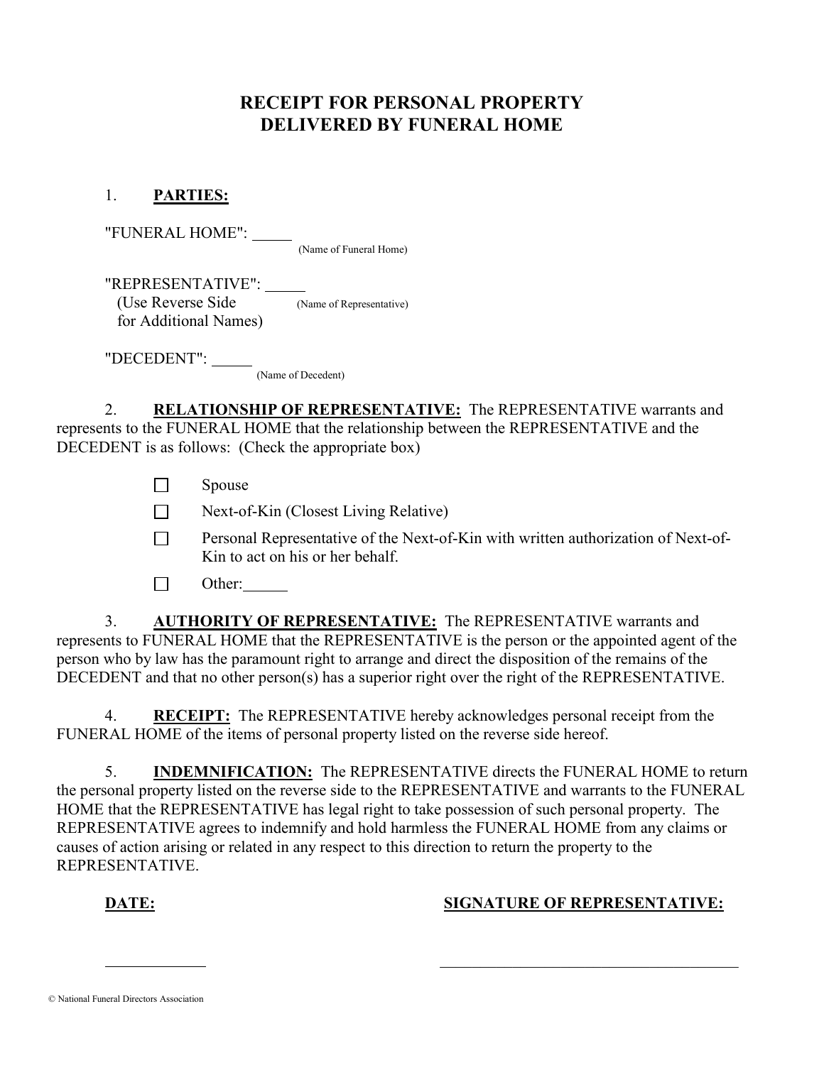# RECEIPT FOR PERSONAL PROPERTY DELIVERED BY FUNERAL HOME

1. **PARTIES:**

"FUNERAL HOME": _____
(Name of Funeral Home)

"REPRESENTATIVE": _____
(Use Reverse Side for Additional Names)
(Name of Representative)

"DECEDENT": _____
(Name of Decedent)

2. **RELATIONSHIP OF REPRESENTATIVE:** The REPRESENTATIVE warrants and represents to the FUNERAL HOME that the relationship between the REPRESENTATIVE and the DECEDENT is as follows: (Check the appropriate box)

- ☐ Spouse
- ☐ Next-of-Kin (Closest Living Relative)
- ☐ Personal Representative of the Next-of-Kin with written authorization of Next-of-Kin to act on his or her behalf.
- ☐ Other: _____

3. **AUTHORITY OF REPRESENTATIVE:** The REPRESENTATIVE warrants and represents to FUNERAL HOME that the REPRESENTATIVE is the person or the appointed agent of the person who by law has the paramount right to arrange and direct the disposition of the remains of the DECEDENT and that no other person(s) has a superior right over the right of the REPRESENTATIVE.

4. **RECEIPT:** The REPRESENTATIVE hereby acknowledges personal receipt from the FUNERAL HOME of the items of personal property listed on the reverse side hereof.

5. **INDEMNIFICATION:** The REPRESENTATIVE directs the FUNERAL HOME to return the personal property listed on the reverse side to the REPRESENTATIVE and warrants to the FUNERAL HOME that the REPRESENTATIVE has legal right to take possession of such personal property. The REPRESENTATIVE agrees to indemnify and hold harmless the FUNERAL HOME from any claims or causes of action arising or related in any respect to this direction to return the property to the REPRESENTATIVE.

**DATE:** _____________ **SIGNATURE OF REPRESENTATIVE:** _____________________________

© National Funeral Directors Association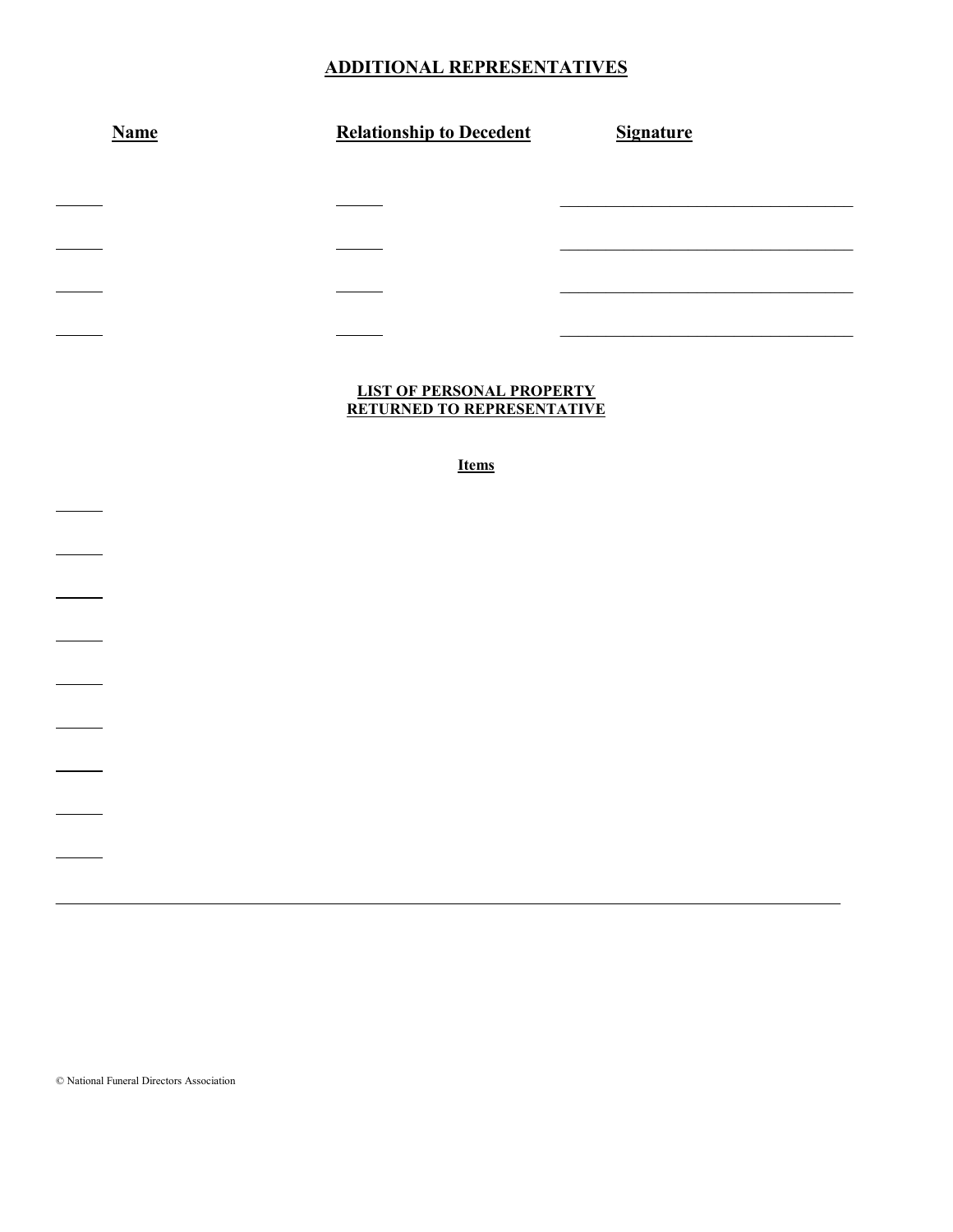## ADDITIONAL REPRESENTATIVES

| Name | Relationship to Decedent | Signature |
|---|---|---|
| ______ | ______ | ____________________________________ |
| ______ | ______ | ____________________________________ |
| ______ | ______ | ____________________________________ |
| ______ | ______ | ____________________________________ |

### LIST OF PERSONAL PROPERTY RETURNED TO REPRESENTATIVE

**Items**

______

______

______

______

______

______

______

______

______

______________________________________________________________________________________________

© National Funeral Directors Association